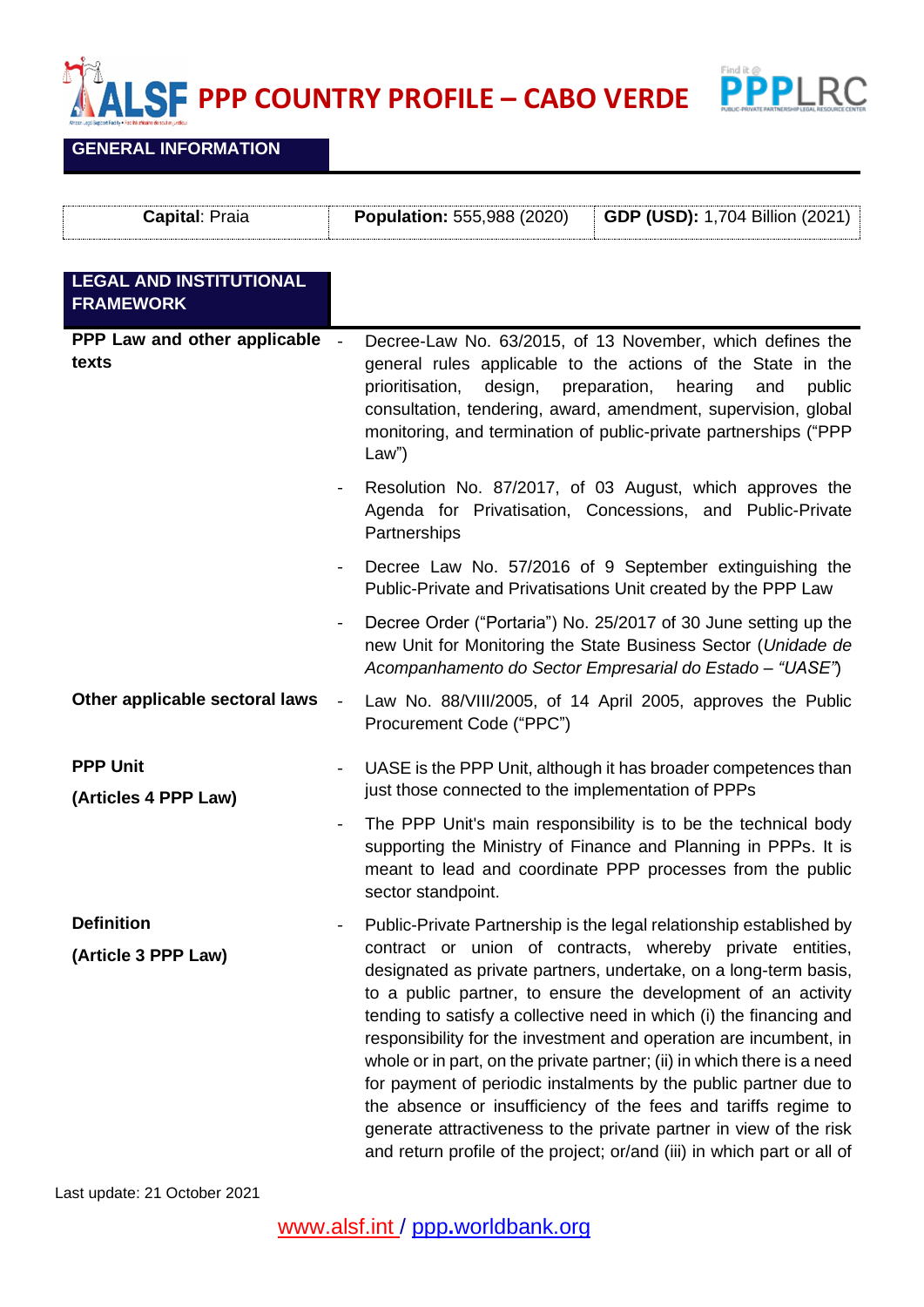# PPP COUNTRY PROFILE – CABO VERDE

## GENERAL INFORMATION

| **Capital**: Praia | **Population:** 555,988 (2020) | **GDP (USD):** 1,704 Billion (2021) |
|---|---|---|

## LEGAL AND INSTITUTIONAL FRAMEWORK

**PPP Law and other applicable texts**

- Decree-Law No. 63/2015, of 13 November, which defines the general rules applicable to the actions of the State in the prioritisation, design, preparation, hearing and public consultation, tendering, award, amendment, supervision, global monitoring, and termination of public-private partnerships ("PPP Law")
- Resolution No. 87/2017, of 03 August, which approves the Agenda for Privatisation, Concessions, and Public-Private Partnerships
- Decree Law No. 57/2016 of 9 September extinguishing the Public-Private and Privatisations Unit created by the PPP Law
- Decree Order ("Portaria") No. 25/2017 of 30 June setting up the new Unit for Monitoring the State Business Sector (*Unidade de Acompanhamento do Sector Empresarial do Estado – "UASE"*)

**Other applicable sectoral laws**

- Law No. 88/VIII/2005, of 14 April 2005, approves the Public Procurement Code ("PPC")

**PPP Unit**

**(Articles 4 PPP Law)**

- UASE is the PPP Unit, although it has broader competences than just those connected to the implementation of PPPs
- The PPP Unit's main responsibility is to be the technical body supporting the Ministry of Finance and Planning in PPPs. It is meant to lead and coordinate PPP processes from the public sector standpoint.

**Definition**

**(Article 3 PPP Law)**

- Public-Private Partnership is the legal relationship established by contract or union of contracts, whereby private entities, designated as private partners, undertake, on a long-term basis, to a public partner, to ensure the development of an activity tending to satisfy a collective need in which (i) the financing and responsibility for the investment and operation are incumbent, in whole or in part, on the private partner; (ii) in which there is a need for payment of periodic instalments by the public partner due to the absence or insufficiency of the fees and tariffs regime to generate attractiveness to the private partner in view of the risk and return profile of the project; or/and (iii) in which part or all of

Last update: 21 October 2021

www.alsf.int / ppp.worldbank.org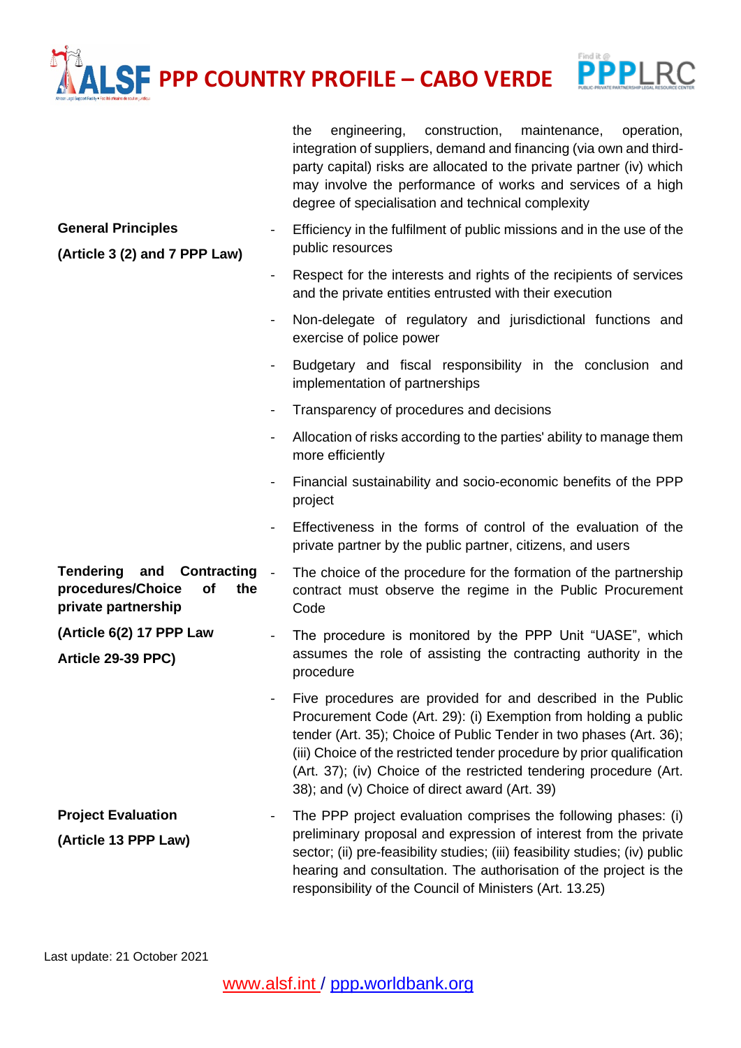| | |
|---|---|
| | the engineering, construction, maintenance, operation, integration of suppliers, demand and financing (via own and third-party capital) risks are allocated to the private partner (iv) which may involve the performance of works and services of a high degree of specialisation and technical complexity |
| **General Principles**<br><br>**(Article 3 (2) and 7 PPP Law)** | - Efficiency in the fulfilment of public missions and in the use of the public resources<br>- Respect for the interests and rights of the recipients of services and the private entities entrusted with their execution<br>- Non-delegate of regulatory and jurisdictional functions and exercise of police power<br>- Budgetary and fiscal responsibility in the conclusion and implementation of partnerships<br>- Transparency of procedures and decisions<br>- Allocation of risks according to the parties' ability to manage them more efficiently<br>- Financial sustainability and socio-economic benefits of the PPP project<br>- Effectiveness in the forms of control of the evaluation of the private partner by the public partner, citizens, and users |
| **Tendering and Contracting procedures/Choice of the private partnership**<br><br>**(Article 6(2) 17 PPP Law**<br><br>**Article 29-39 PPC)** | - The choice of the procedure for the formation of the partnership contract must observe the regime in the Public Procurement Code<br>- The procedure is monitored by the PPP Unit "UASE", which assumes the role of assisting the contracting authority in the procedure<br>- Five procedures are provided for and described in the Public Procurement Code (Art. 29): (i) Exemption from holding a public tender (Art. 35); Choice of Public Tender in two phases (Art. 36); (iii) Choice of the restricted tender procedure by prior qualification (Art. 37); (iv) Choice of the restricted tendering procedure (Art. 38); and (v) Choice of direct award (Art. 39) |
| **Project Evaluation**<br><br>**(Article 13 PPP Law)** | - The PPP project evaluation comprises the following phases: (i) preliminary proposal and expression of interest from the private sector; (ii) pre-feasibility studies; (iii) feasibility studies; (iv) public hearing and consultation. The authorisation of the project is the responsibility of the Council of Ministers (Art. 13.25) |

Last update: 21 October 2021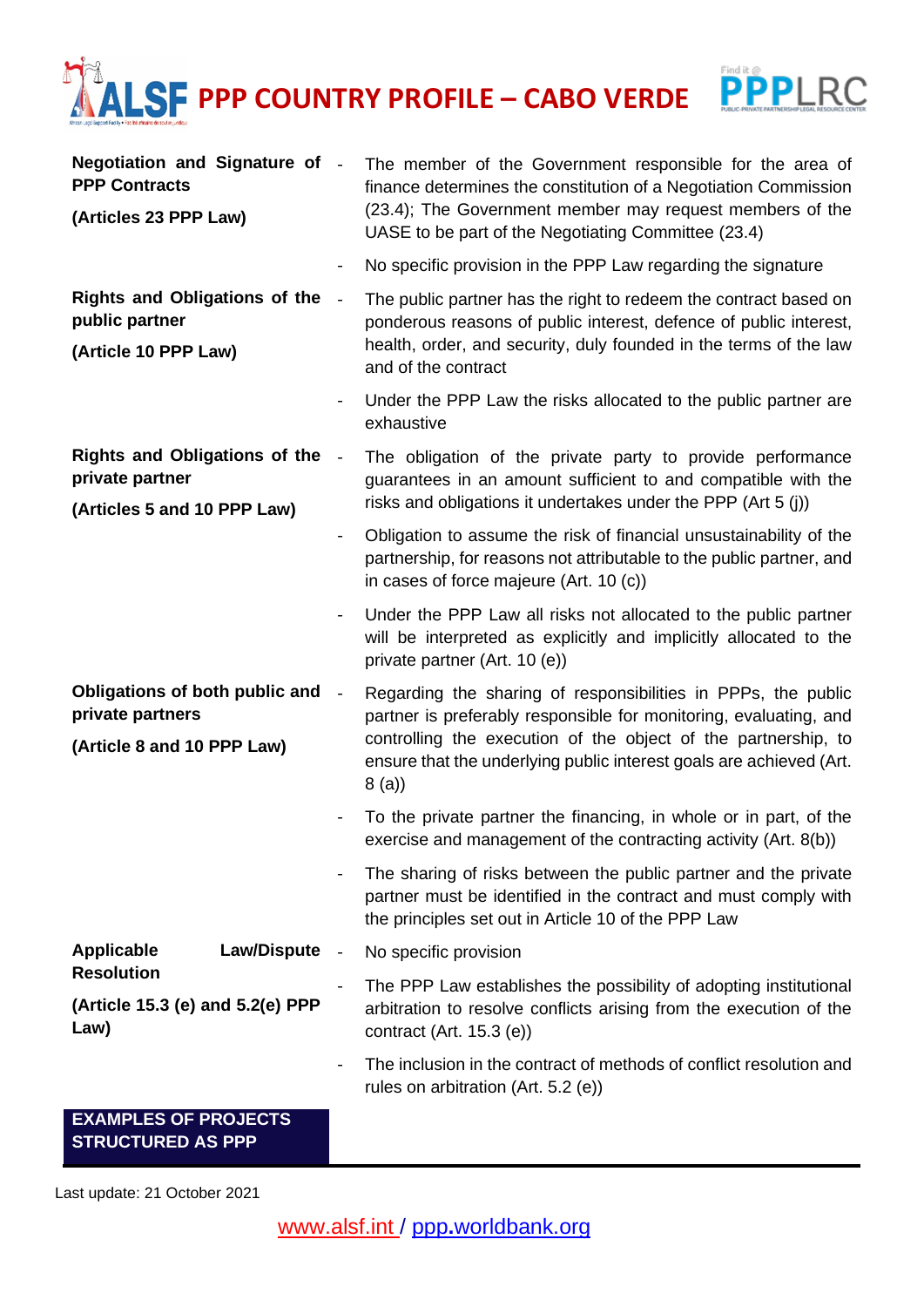| | |
|---|---|
| **Negotiation and Signature of PPP Contracts**<br><br>**(Articles 23 PPP Law)** | - The member of the Government responsible for the area of finance determines the constitution of a Negotiation Commission (23.4); The Government member may request members of the UASE to be part of the Negotiating Committee (23.4)<br><br>- No specific provision in the PPP Law regarding the signature |
| **Rights and Obligations of the public partner**<br><br>**(Article 10 PPP Law)** | - The public partner has the right to redeem the contract based on ponderous reasons of public interest, defence of public interest, health, order, and security, duly founded in the terms of the law and of the contract<br><br>- Under the PPP Law the risks allocated to the public partner are exhaustive |
| **Rights and Obligations of the private partner**<br><br>**(Articles 5 and 10 PPP Law)** | - The obligation of the private party to provide performance guarantees in an amount sufficient to and compatible with the risks and obligations it undertakes under the PPP (Art 5 (j))<br><br>- Obligation to assume the risk of financial unsustainability of the partnership, for reasons not attributable to the public partner, and in cases of force majeure (Art. 10 (c))<br><br>- Under the PPP Law all risks not allocated to the public partner will be interpreted as explicitly and implicitly allocated to the private partner (Art. 10 (e)) |
| **Obligations of both public and private partners**<br><br>**(Article 8 and 10 PPP Law)** | - Regarding the sharing of responsibilities in PPPs, the public partner is preferably responsible for monitoring, evaluating, and controlling the execution of the object of the partnership, to ensure that the underlying public interest goals are achieved (Art. 8 (a))<br><br>- To the private partner the financing, in whole or in part, of the exercise and management of the contracting activity (Art. 8(b))<br><br>- The sharing of risks between the public partner and the private partner must be identified in the contract and must comply with the principles set out in Article 10 of the PPP Law |
| **Applicable Law/Dispute Resolution**<br><br>**(Article 15.3 (e) and 5.2(e) PPP Law)** | - No specific provision<br><br>- The PPP Law establishes the possibility of adopting institutional arbitration to resolve conflicts arising from the execution of the contract (Art. 15.3 (e))<br><br>- The inclusion in the contract of methods of conflict resolution and rules on arbitration (Art. 5.2 (e)) |

**EXAMPLES OF PROJECTS STRUCTURED AS PPP**

Last update: 21 October 2021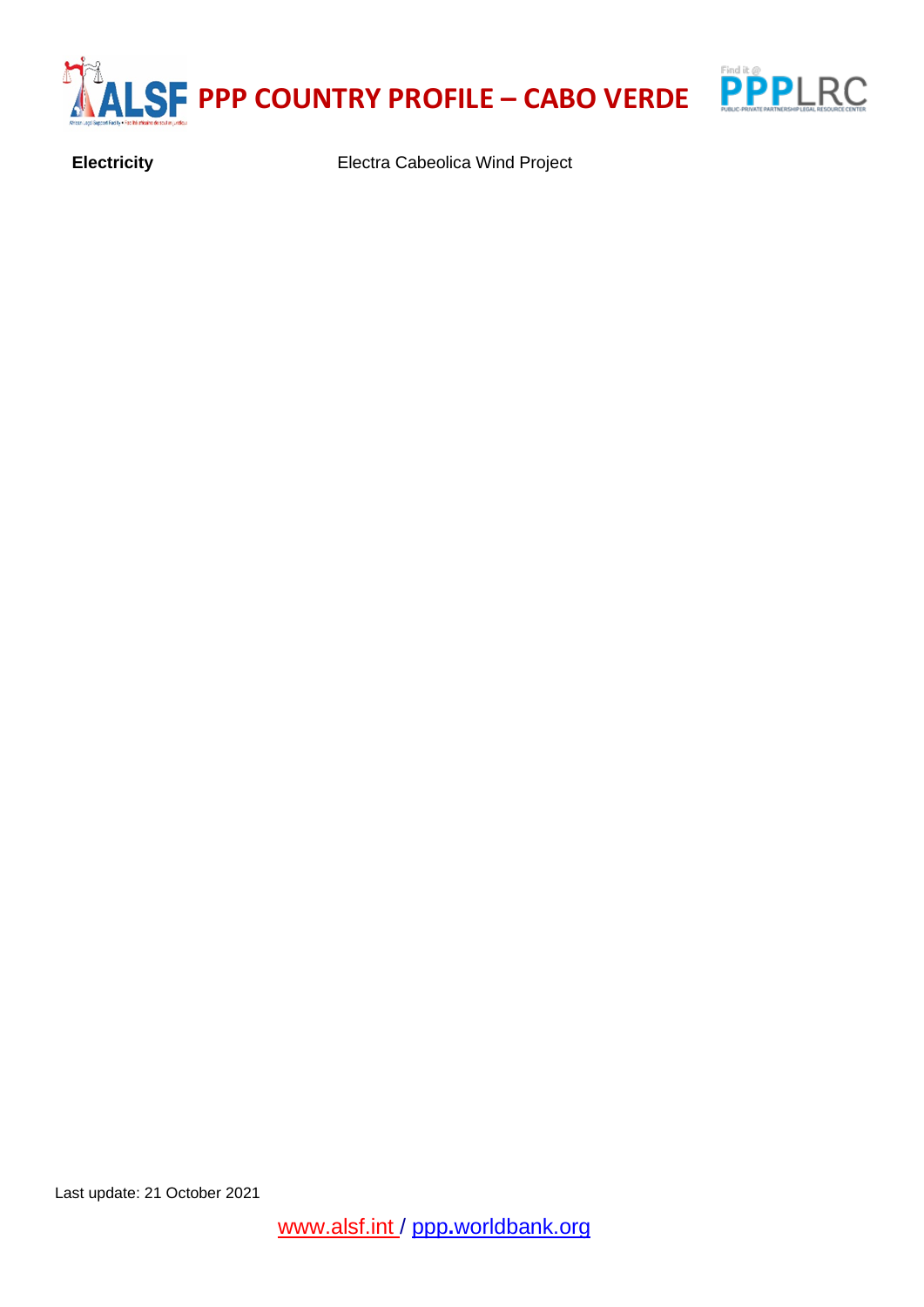| | |
|---|---|
| **Electricity** | Electra Cabeolica Wind Project |

Last update: 21 October 2021

www.alsf.int / ppp.worldbank.org